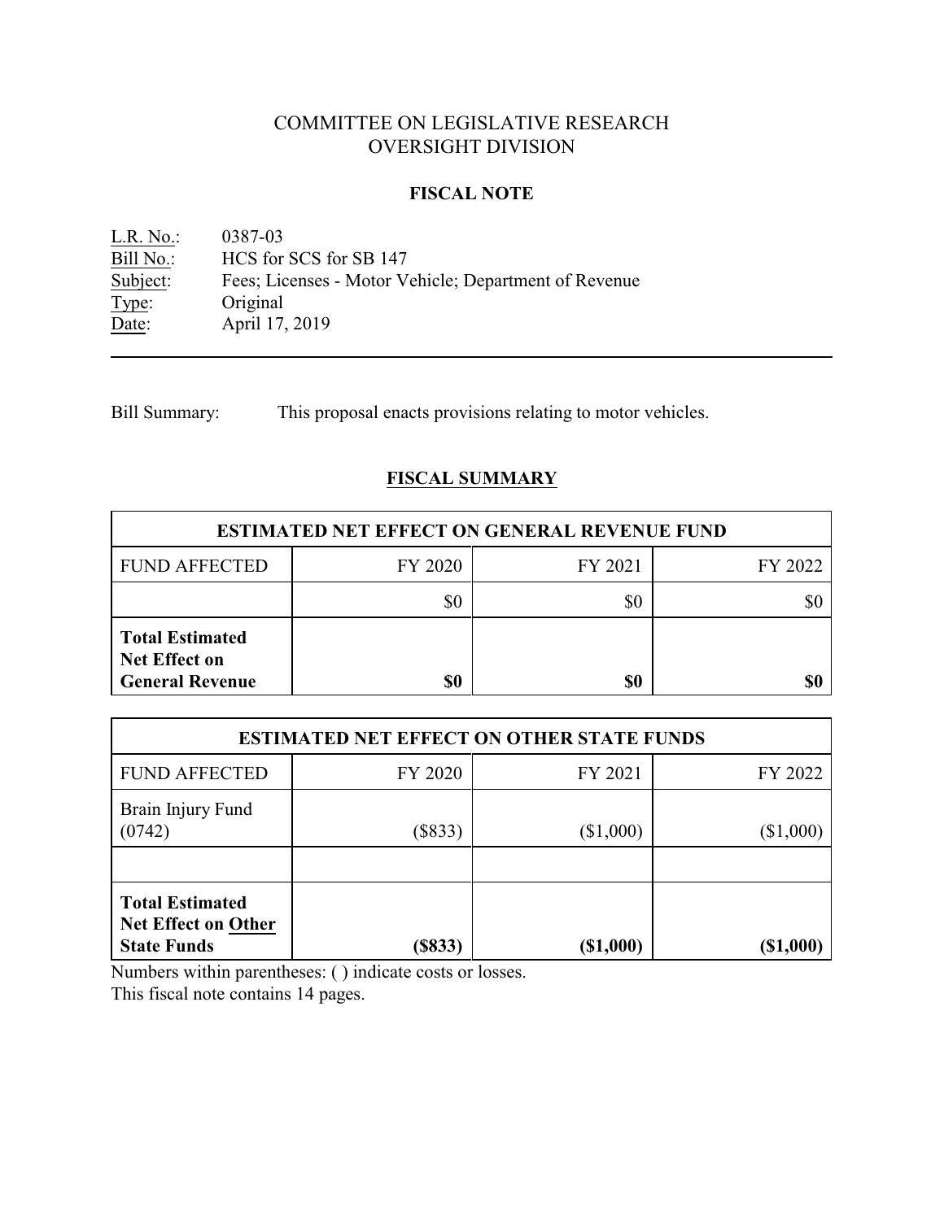# COMMITTEE ON LEGISLATIVE RESEARCH
# OVERSIGHT DIVISION

## FISCAL NOTE

L.R. No.: 0387-03
Bill No.: HCS for SCS for SB 147
Subject: Fees; Licenses - Motor Vehicle; Department of Revenue
Type: Original
Date: April 17, 2019

---

Bill Summary: This proposal enacts provisions relating to motor vehicles.

## FISCAL SUMMARY

| ESTIMATED NET EFFECT ON GENERAL REVENUE FUND | | | |
|---|---|---|---|
| FUND AFFECTED | FY 2020 | FY 2021 | FY 2022 |
| | $0 | $0 | $0 |
| **Total Estimated Net Effect on General Revenue** | **$0** | **$0** | **$0** |

| ESTIMATED NET EFFECT ON OTHER STATE FUNDS | | | |
|---|---|---|---|
| FUND AFFECTED | FY 2020 | FY 2021 | FY 2022 |
| Brain Injury Fund (0742) | ($833) | ($1,000) | ($1,000) |
| | | | |
| **Total Estimated Net Effect on Other State Funds** | **($833)** | **($1,000)** | **($1,000)** |

Numbers within parentheses: ( ) indicate costs or losses.
This fiscal note contains 14 pages.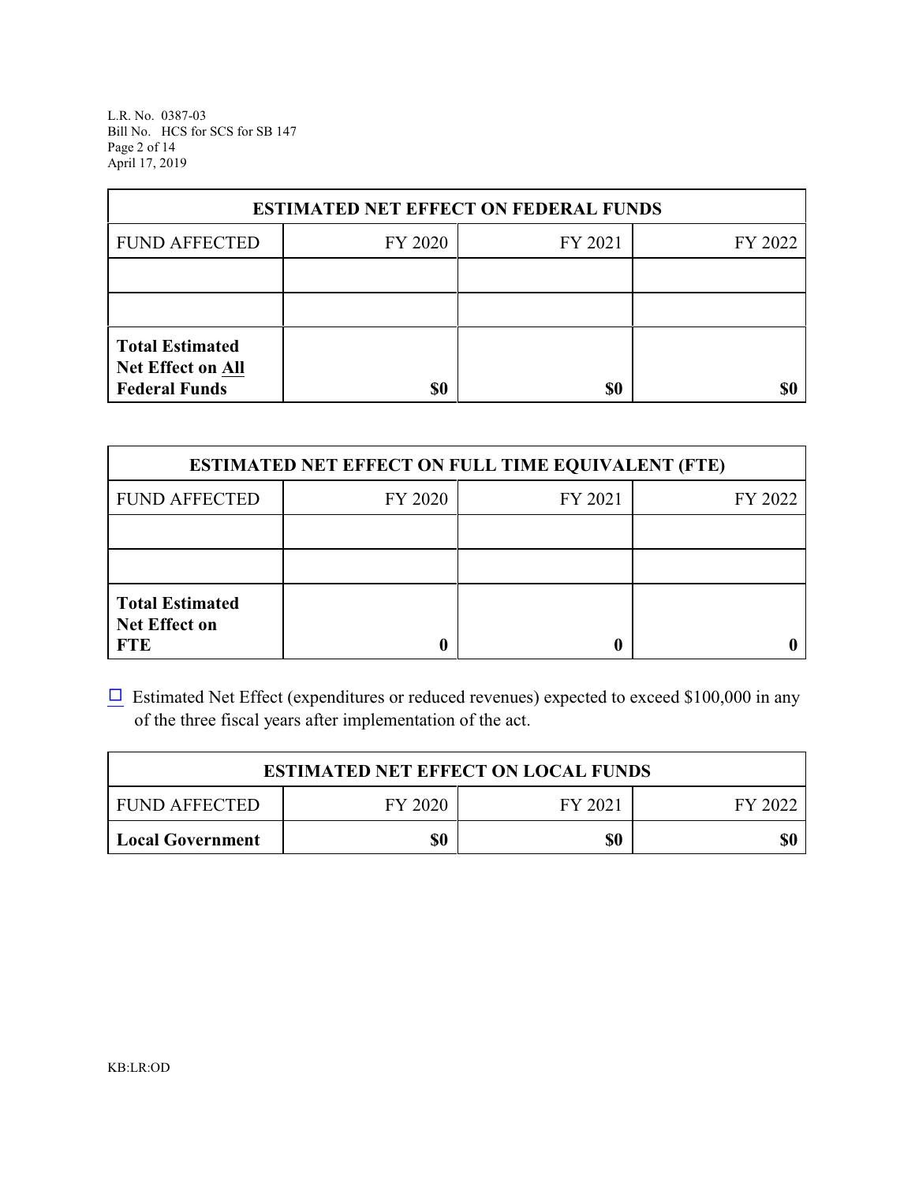| ESTIMATED NET EFFECT ON FEDERAL FUNDS | | | |
|---|---|---|---|
| FUND AFFECTED | FY 2020 | FY 2021 | FY 2022 |
| | | | |
| | | | |
| **Total Estimated Net Effect on All Federal Funds** | **$0** | **$0** | **$0** |

| ESTIMATED NET EFFECT ON FULL TIME EQUIVALENT (FTE) | | | |
|---|---|---|---|
| FUND AFFECTED | FY 2020 | FY 2021 | FY 2022 |
| | | | |
| | | | |
| **Total Estimated Net Effect on FTE** | **0** | **0** | **0** |

☐ Estimated Net Effect (expenditures or reduced revenues) expected to exceed $100,000 in any of the three fiscal years after implementation of the act.

| ESTIMATED NET EFFECT ON LOCAL FUNDS | | | |
|---|---|---|---|
| FUND AFFECTED | FY 2020 | FY 2021 | FY 2022 |
| **Local Government** | **$0** | **$0** | **$0** |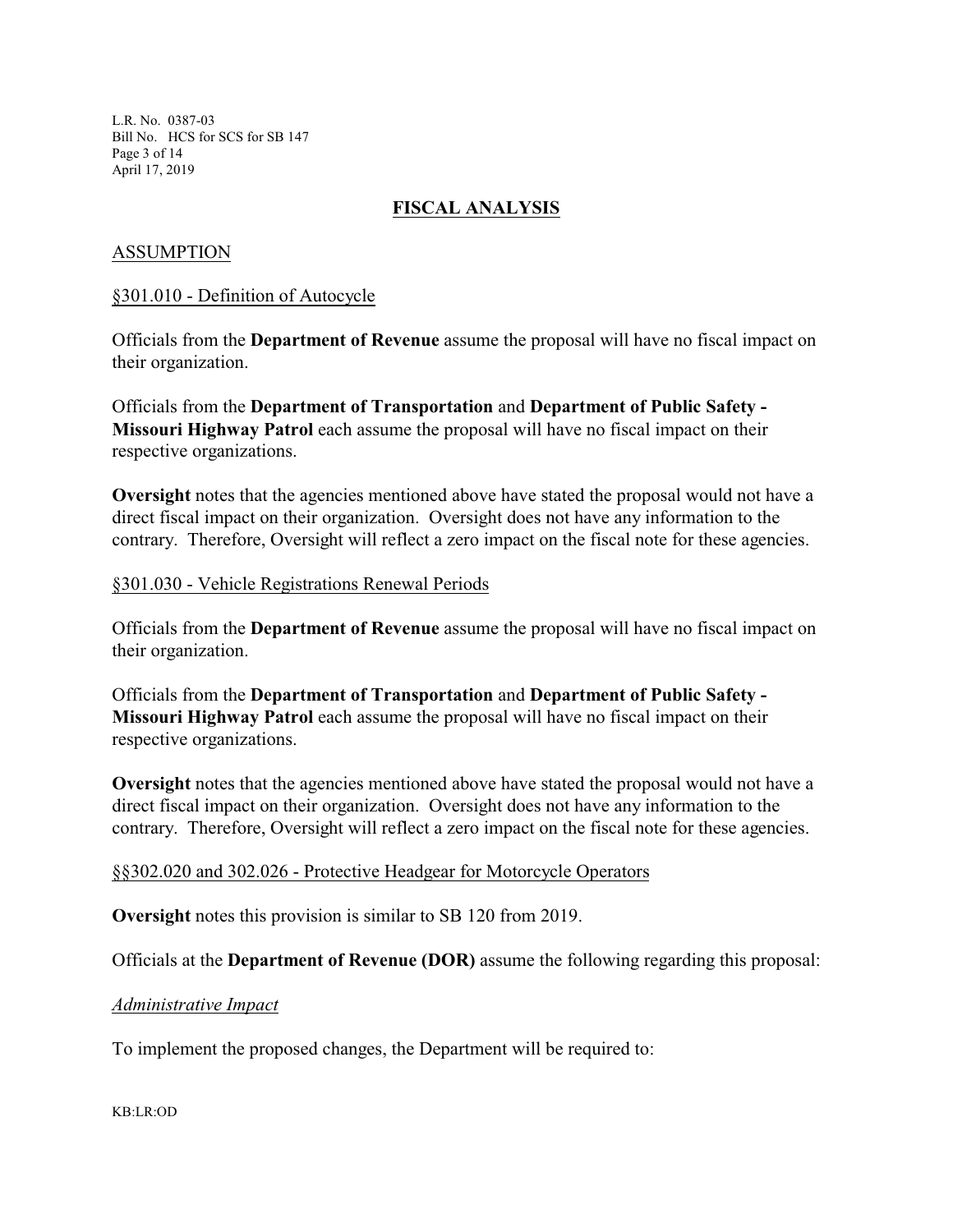## FISCAL ANALYSIS

### ASSUMPTION

§301.010 - Definition of Autocycle

Officials from the **Department of Revenue** assume the proposal will have no fiscal impact on their organization.

Officials from the **Department of Transportation** and **Department of Public Safety - Missouri Highway Patrol** each assume the proposal will have no fiscal impact on their respective organizations.

**Oversight** notes that the agencies mentioned above have stated the proposal would not have a direct fiscal impact on their organization. Oversight does not have any information to the contrary. Therefore, Oversight will reflect a zero impact on the fiscal note for these agencies.

§301.030 - Vehicle Registrations Renewal Periods

Officials from the **Department of Revenue** assume the proposal will have no fiscal impact on their organization.

Officials from the **Department of Transportation** and **Department of Public Safety - Missouri Highway Patrol** each assume the proposal will have no fiscal impact on their respective organizations.

**Oversight** notes that the agencies mentioned above have stated the proposal would not have a direct fiscal impact on their organization. Oversight does not have any information to the contrary. Therefore, Oversight will reflect a zero impact on the fiscal note for these agencies.

§§302.020 and 302.026 - Protective Headgear for Motorcycle Operators

**Oversight** notes this provision is similar to SB 120 from 2019.

Officials at the **Department of Revenue (DOR)** assume the following regarding this proposal:

*Administrative Impact*

To implement the proposed changes, the Department will be required to: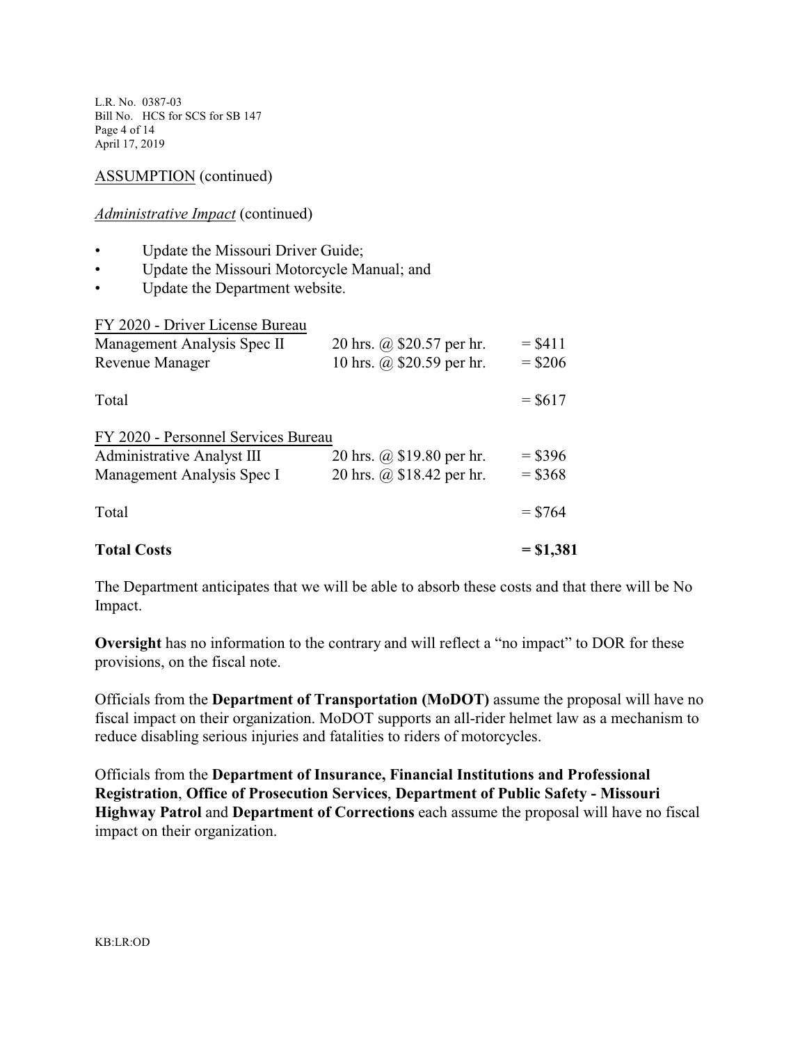ASSUMPTION (continued)

*Administrative Impact* (continued)

- Update the Missouri Driver Guide;
- Update the Missouri Motorcycle Manual; and
- Update the Department website.

| FY 2020 - Driver License Bureau | | |
|---|---|---|
| Management Analysis Spec II | 20 hrs. @ $20.57 per hr. | = $411 |
| Revenue Manager | 10 hrs. @ $20.59 per hr. | = $206 |
| Total | | = $617 |
| **FY 2020 - Personnel Services Bureau** | | |
| Administrative Analyst III | 20 hrs. @ $19.80 per hr. | = $396 |
| Management Analysis Spec I | 20 hrs. @ $18.42 per hr. | = $368 |
| Total | | = $764 |
| **Total Costs** | | **= $1,381** |

The Department anticipates that we will be able to absorb these costs and that there will be No Impact.

**Oversight** has no information to the contrary and will reflect a "no impact" to DOR for these provisions, on the fiscal note.

Officials from the **Department of Transportation (MoDOT)** assume the proposal will have no fiscal impact on their organization. MoDOT supports an all-rider helmet law as a mechanism to reduce disabling serious injuries and fatalities to riders of motorcycles.

Officials from the **Department of Insurance, Financial Institutions and Professional Registration**, **Office of Prosecution Services**, **Department of Public Safety - Missouri Highway Patrol** and **Department of Corrections** each assume the proposal will have no fiscal impact on their organization.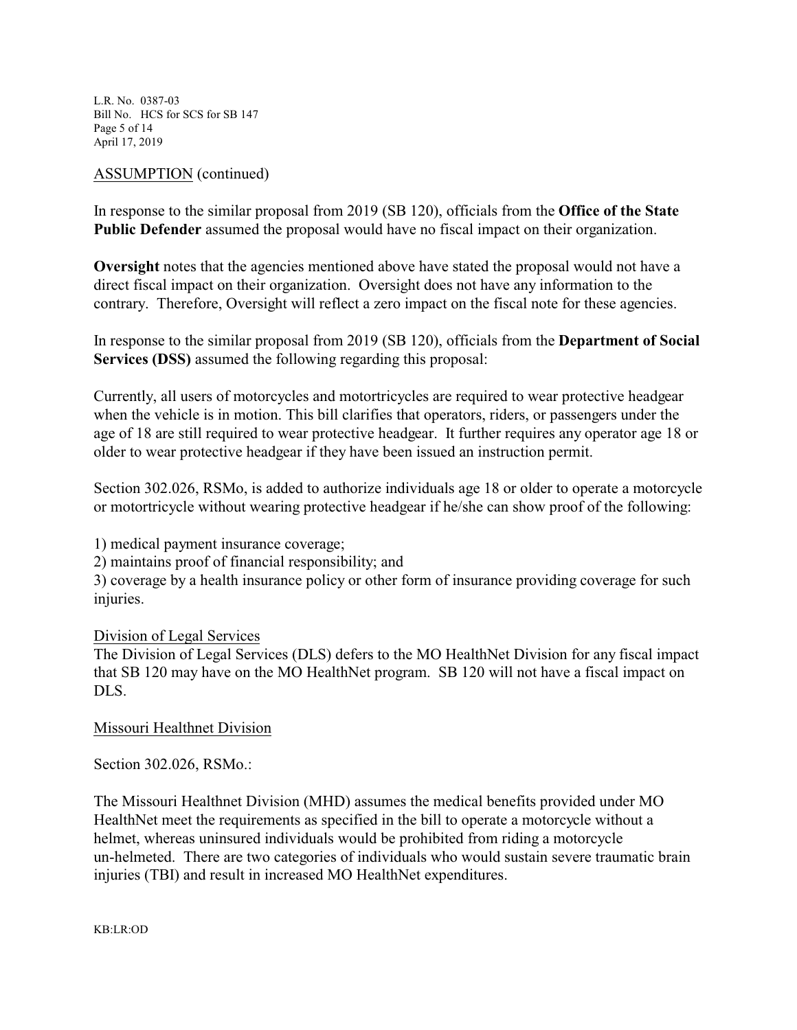ASSUMPTION (continued)

In response to the similar proposal from 2019 (SB 120), officials from the **Office of the State Public Defender** assumed the proposal would have no fiscal impact on their organization.

**Oversight** notes that the agencies mentioned above have stated the proposal would not have a direct fiscal impact on their organization. Oversight does not have any information to the contrary. Therefore, Oversight will reflect a zero impact on the fiscal note for these agencies.

In response to the similar proposal from 2019 (SB 120), officials from the **Department of Social Services (DSS)** assumed the following regarding this proposal:

Currently, all users of motorcycles and motortricycles are required to wear protective headgear when the vehicle is in motion. This bill clarifies that operators, riders, or passengers under the age of 18 are still required to wear protective headgear. It further requires any operator age 18 or older to wear protective headgear if they have been issued an instruction permit.

Section 302.026, RSMo, is added to authorize individuals age 18 or older to operate a motorcycle or motortricycle without wearing protective headgear if he/she can show proof of the following:

1) medical payment insurance coverage;
2) maintains proof of financial responsibility; and
3) coverage by a health insurance policy or other form of insurance providing coverage for such injuries.

Division of Legal Services

The Division of Legal Services (DLS) defers to the MO HealthNet Division for any fiscal impact that SB 120 may have on the MO HealthNet program. SB 120 will not have a fiscal impact on DLS.

Missouri Healthnet Division

Section 302.026, RSMo.:

The Missouri Healthnet Division (MHD) assumes the medical benefits provided under MO HealthNet meet the requirements as specified in the bill to operate a motorcycle without a helmet, whereas uninsured individuals would be prohibited from riding a motorcycle un-helmeted. There are two categories of individuals who would sustain severe traumatic brain injuries (TBI) and result in increased MO HealthNet expenditures.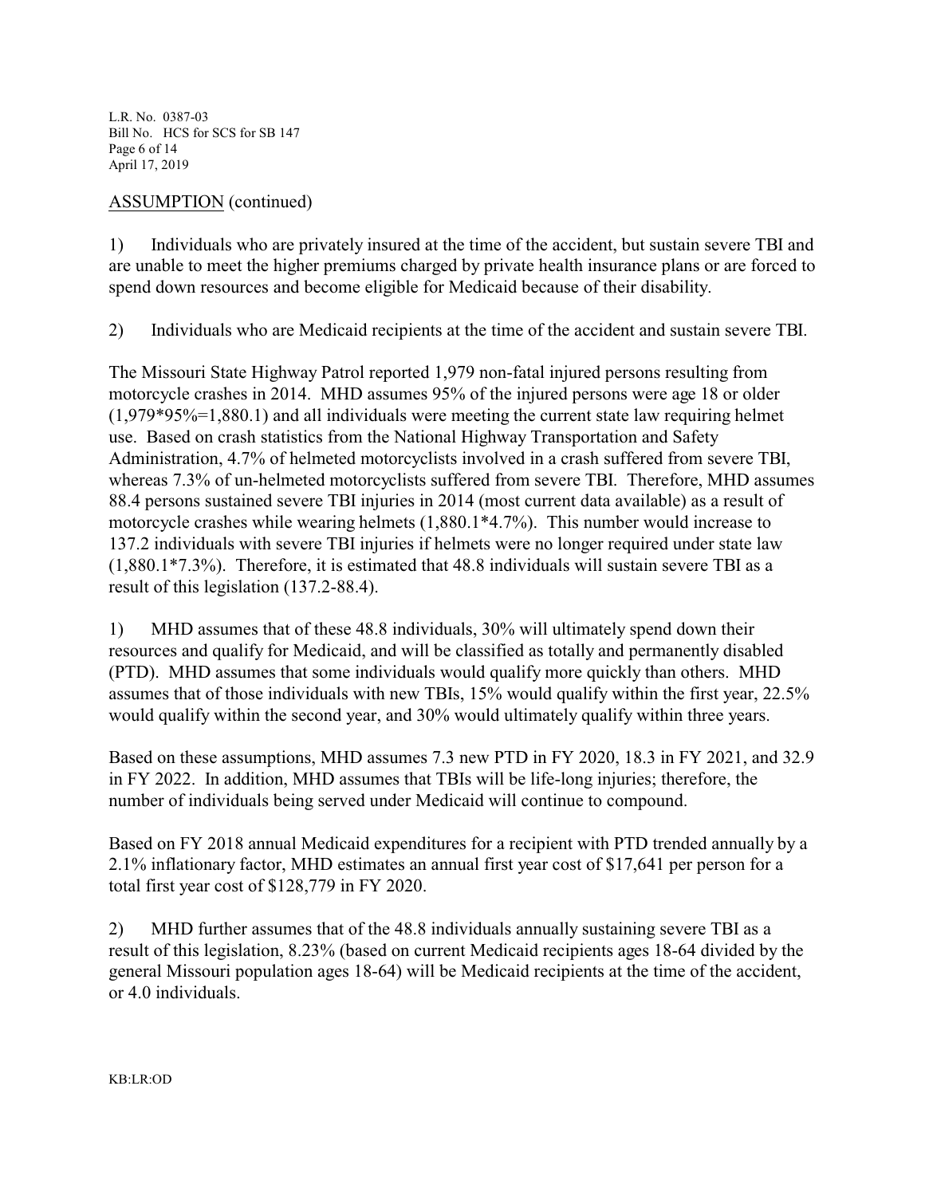ASSUMPTION (continued)

1) Individuals who are privately insured at the time of the accident, but sustain severe TBI and are unable to meet the higher premiums charged by private health insurance plans or are forced to spend down resources and become eligible for Medicaid because of their disability.

2) Individuals who are Medicaid recipients at the time of the accident and sustain severe TBI.

The Missouri State Highway Patrol reported 1,979 non-fatal injured persons resulting from motorcycle crashes in 2014. MHD assumes 95% of the injured persons were age 18 or older (1,979*95%=1,880.1) and all individuals were meeting the current state law requiring helmet use. Based on crash statistics from the National Highway Transportation and Safety Administration, 4.7% of helmeted motorcyclists involved in a crash suffered from severe TBI, whereas 7.3% of un-helmeted motorcyclists suffered from severe TBI. Therefore, MHD assumes 88.4 persons sustained severe TBI injuries in 2014 (most current data available) as a result of motorcycle crashes while wearing helmets (1,880.1*4.7%). This number would increase to 137.2 individuals with severe TBI injuries if helmets were no longer required under state law (1,880.1*7.3%). Therefore, it is estimated that 48.8 individuals will sustain severe TBI as a result of this legislation (137.2-88.4).

1) MHD assumes that of these 48.8 individuals, 30% will ultimately spend down their resources and qualify for Medicaid, and will be classified as totally and permanently disabled (PTD). MHD assumes that some individuals would qualify more quickly than others. MHD assumes that of those individuals with new TBIs, 15% would qualify within the first year, 22.5% would qualify within the second year, and 30% would ultimately qualify within three years.

Based on these assumptions, MHD assumes 7.3 new PTD in FY 2020, 18.3 in FY 2021, and 32.9 in FY 2022. In addition, MHD assumes that TBIs will be life-long injuries; therefore, the number of individuals being served under Medicaid will continue to compound.

Based on FY 2018 annual Medicaid expenditures for a recipient with PTD trended annually by a 2.1% inflationary factor, MHD estimates an annual first year cost of $17,641 per person for a total first year cost of $128,779 in FY 2020.

2) MHD further assumes that of the 48.8 individuals annually sustaining severe TBI as a result of this legislation, 8.23% (based on current Medicaid recipients ages 18-64 divided by the general Missouri population ages 18-64) will be Medicaid recipients at the time of the accident, or 4.0 individuals.

KB:LR:OD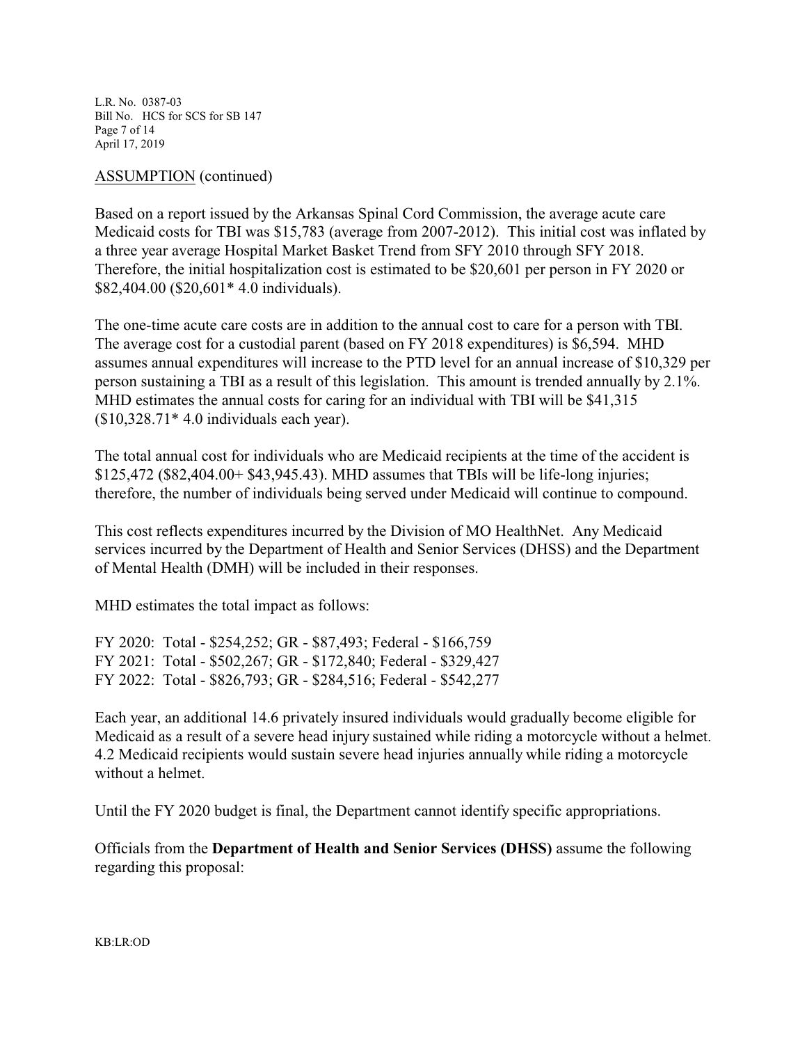ASSUMPTION (continued)

Based on a report issued by the Arkansas Spinal Cord Commission, the average acute care Medicaid costs for TBI was $15,783 (average from 2007-2012). This initial cost was inflated by a three year average Hospital Market Basket Trend from SFY 2010 through SFY 2018. Therefore, the initial hospitalization cost is estimated to be $20,601 per person in FY 2020 or $82,404.00 ($20,601* 4.0 individuals).

The one-time acute care costs are in addition to the annual cost to care for a person with TBI. The average cost for a custodial parent (based on FY 2018 expenditures) is $6,594. MHD assumes annual expenditures will increase to the PTD level for an annual increase of $10,329 per person sustaining a TBI as a result of this legislation. This amount is trended annually by 2.1%. MHD estimates the annual costs for caring for an individual with TBI will be $41,315 ($10,328.71* 4.0 individuals each year).

The total annual cost for individuals who are Medicaid recipients at the time of the accident is $125,472 ($82,404.00+ $43,945.43). MHD assumes that TBIs will be life-long injuries; therefore, the number of individuals being served under Medicaid will continue to compound.

This cost reflects expenditures incurred by the Division of MO HealthNet. Any Medicaid services incurred by the Department of Health and Senior Services (DHSS) and the Department of Mental Health (DMH) will be included in their responses.

MHD estimates the total impact as follows:

FY 2020: Total - $254,252; GR - $87,493; Federal - $166,759
FY 2021: Total - $502,267; GR - $172,840; Federal - $329,427
FY 2022: Total - $826,793; GR - $284,516; Federal - $542,277

Each year, an additional 14.6 privately insured individuals would gradually become eligible for Medicaid as a result of a severe head injury sustained while riding a motorcycle without a helmet. 4.2 Medicaid recipients would sustain severe head injuries annually while riding a motorcycle without a helmet.

Until the FY 2020 budget is final, the Department cannot identify specific appropriations.

Officials from the **Department of Health and Senior Services (DHSS)** assume the following regarding this proposal:

KB:LR:OD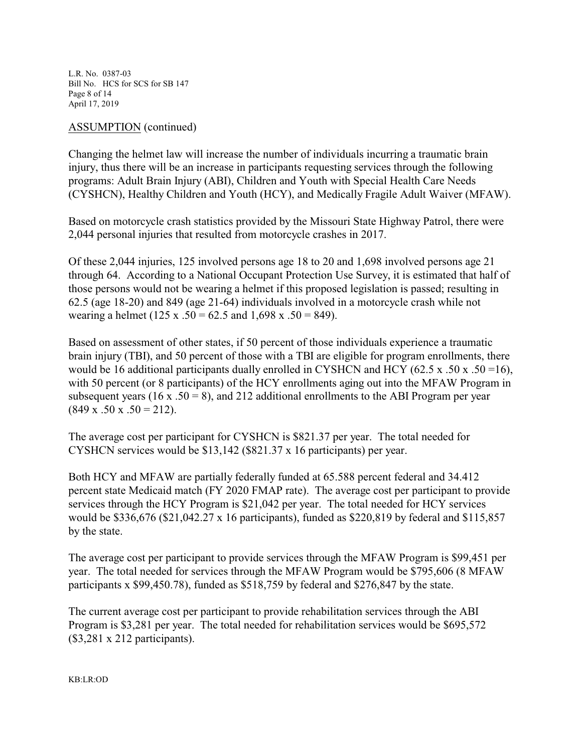ASSUMPTION (continued)

Changing the helmet law will increase the number of individuals incurring a traumatic brain injury, thus there will be an increase in participants requesting services through the following programs: Adult Brain Injury (ABI), Children and Youth with Special Health Care Needs (CYSHCN), Healthy Children and Youth (HCY), and Medically Fragile Adult Waiver (MFAW).

Based on motorcycle crash statistics provided by the Missouri State Highway Patrol, there were 2,044 personal injuries that resulted from motorcycle crashes in 2017.

Of these 2,044 injuries, 125 involved persons age 18 to 20 and 1,698 involved persons age 21 through 64. According to a National Occupant Protection Use Survey, it is estimated that half of those persons would not be wearing a helmet if this proposed legislation is passed; resulting in 62.5 (age 18-20) and 849 (age 21-64) individuals involved in a motorcycle crash while not wearing a helmet (125 x .50 = 62.5 and 1,698 x .50 = 849).

Based on assessment of other states, if 50 percent of those individuals experience a traumatic brain injury (TBI), and 50 percent of those with a TBI are eligible for program enrollments, there would be 16 additional participants dually enrolled in CYSHCN and HCY (62.5 x .50 x .50 =16), with 50 percent (or 8 participants) of the HCY enrollments aging out into the MFAW Program in subsequent years (16 x .50 = 8), and 212 additional enrollments to the ABI Program per year (849 x .50 x .50 = 212).

The average cost per participant for CYSHCN is $821.37 per year. The total needed for CYSHCN services would be $13,142 ($821.37 x 16 participants) per year.

Both HCY and MFAW are partially federally funded at 65.588 percent federal and 34.412 percent state Medicaid match (FY 2020 FMAP rate). The average cost per participant to provide services through the HCY Program is $21,042 per year. The total needed for HCY services would be $336,676 ($21,042.27 x 16 participants), funded as $220,819 by federal and $115,857 by the state.

The average cost per participant to provide services through the MFAW Program is $99,451 per year. The total needed for services through the MFAW Program would be $795,606 (8 MFAW participants x $99,450.78), funded as $518,759 by federal and $276,847 by the state.

The current average cost per participant to provide rehabilitation services through the ABI Program is $3,281 per year. The total needed for rehabilitation services would be $695,572 ($3,281 x 212 participants).

KB:LR:OD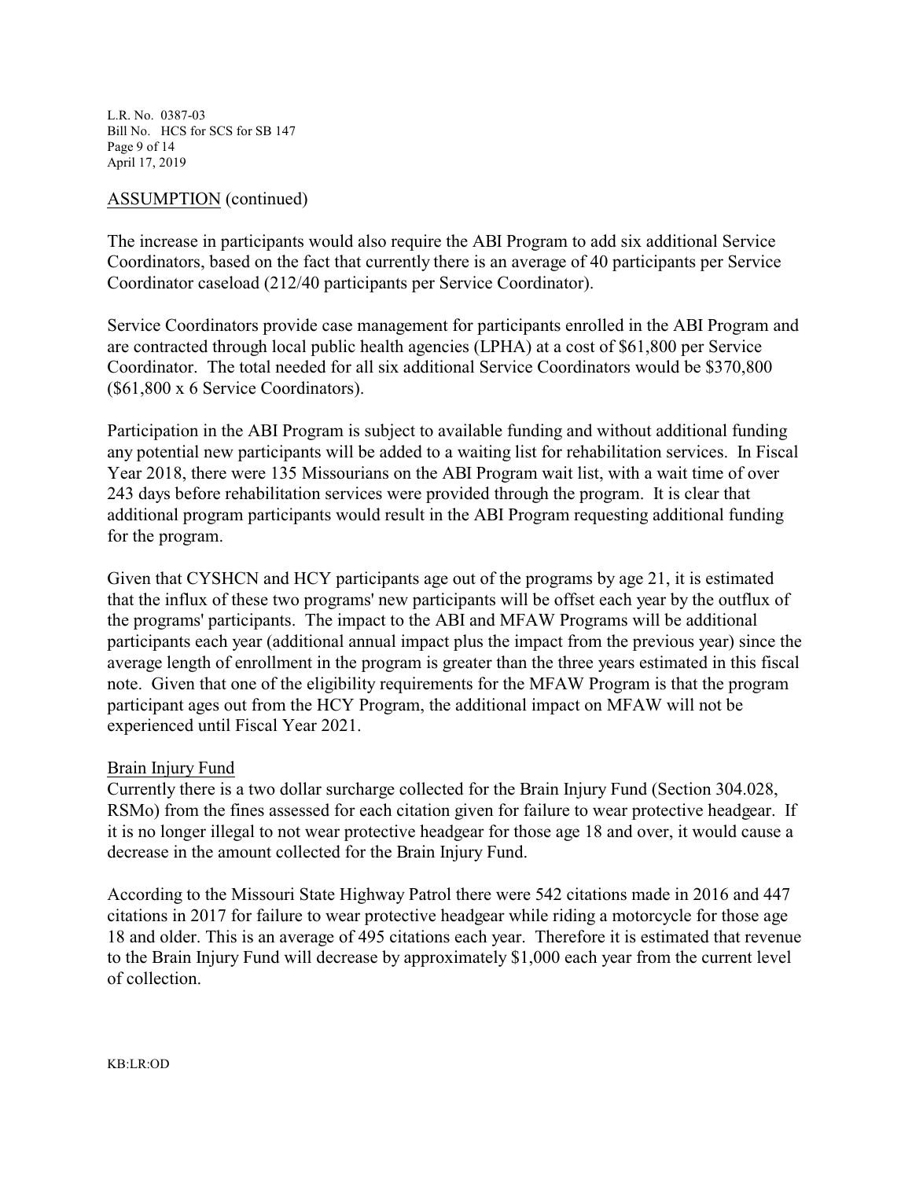ASSUMPTION (continued)

The increase in participants would also require the ABI Program to add six additional Service Coordinators, based on the fact that currently there is an average of 40 participants per Service Coordinator caseload (212/40 participants per Service Coordinator).

Service Coordinators provide case management for participants enrolled in the ABI Program and are contracted through local public health agencies (LPHA) at a cost of $61,800 per Service Coordinator. The total needed for all six additional Service Coordinators would be $370,800 ($61,800 x 6 Service Coordinators).

Participation in the ABI Program is subject to available funding and without additional funding any potential new participants will be added to a waiting list for rehabilitation services. In Fiscal Year 2018, there were 135 Missourians on the ABI Program wait list, with a wait time of over 243 days before rehabilitation services were provided through the program. It is clear that additional program participants would result in the ABI Program requesting additional funding for the program.

Given that CYSHCN and HCY participants age out of the programs by age 21, it is estimated that the influx of these two programs' new participants will be offset each year by the outflux of the programs' participants. The impact to the ABI and MFAW Programs will be additional participants each year (additional annual impact plus the impact from the previous year) since the average length of enrollment in the program is greater than the three years estimated in this fiscal note. Given that one of the eligibility requirements for the MFAW Program is that the program participant ages out from the HCY Program, the additional impact on MFAW will not be experienced until Fiscal Year 2021.

Brain Injury Fund

Currently there is a two dollar surcharge collected for the Brain Injury Fund (Section 304.028, RSMo) from the fines assessed for each citation given for failure to wear protective headgear. If it is no longer illegal to not wear protective headgear for those age 18 and over, it would cause a decrease in the amount collected for the Brain Injury Fund.

According to the Missouri State Highway Patrol there were 542 citations made in 2016 and 447 citations in 2017 for failure to wear protective headgear while riding a motorcycle for those age 18 and older. This is an average of 495 citations each year. Therefore it is estimated that revenue to the Brain Injury Fund will decrease by approximately $1,000 each year from the current level of collection.

KB:LR:OD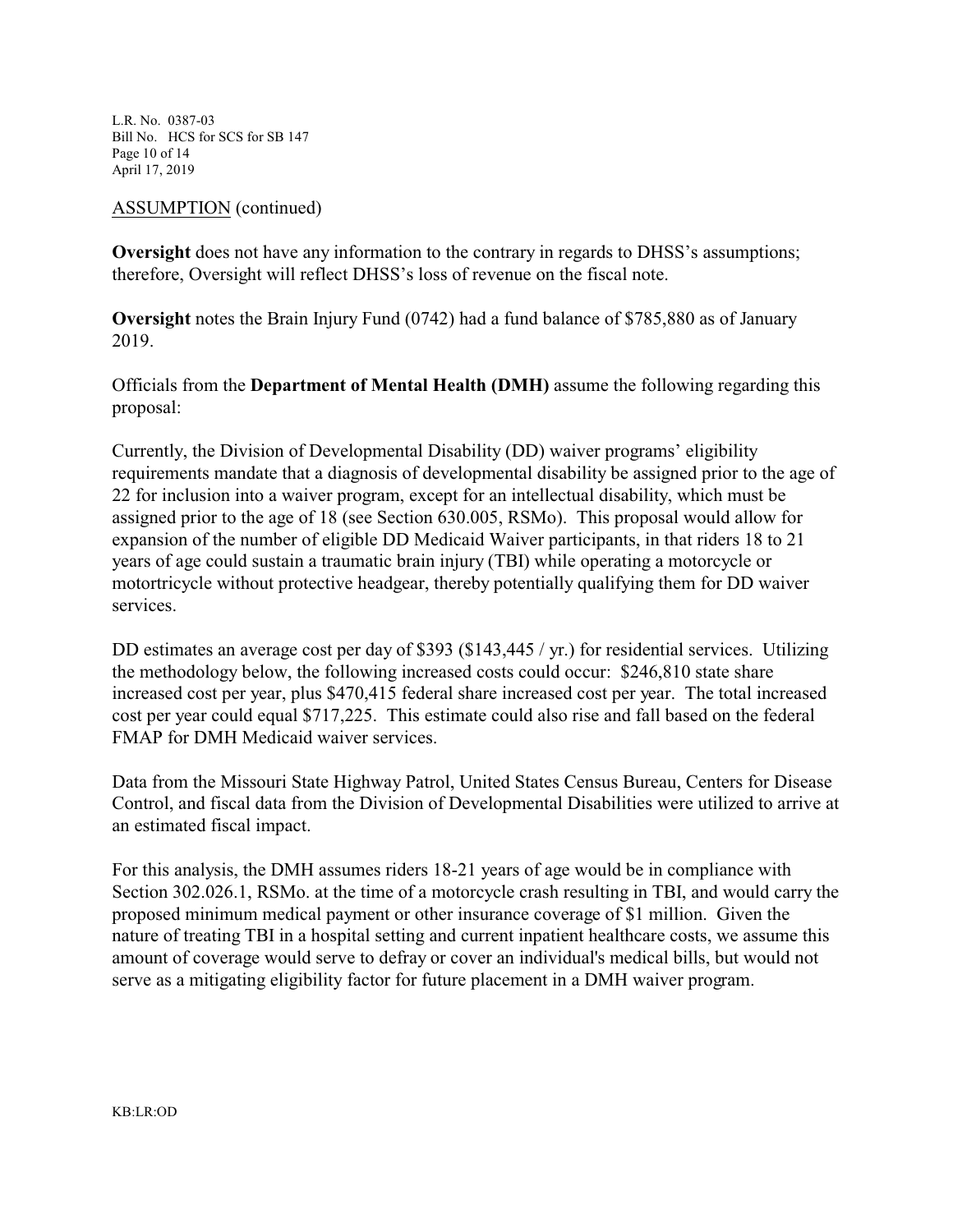ASSUMPTION (continued)

**Oversight** does not have any information to the contrary in regards to DHSS's assumptions; therefore, Oversight will reflect DHSS's loss of revenue on the fiscal note.

**Oversight** notes the Brain Injury Fund (0742) had a fund balance of $785,880 as of January 2019.

Officials from the **Department of Mental Health (DMH)** assume the following regarding this proposal:

Currently, the Division of Developmental Disability (DD) waiver programs' eligibility requirements mandate that a diagnosis of developmental disability be assigned prior to the age of 22 for inclusion into a waiver program, except for an intellectual disability, which must be assigned prior to the age of 18 (see Section 630.005, RSMo). This proposal would allow for expansion of the number of eligible DD Medicaid Waiver participants, in that riders 18 to 21 years of age could sustain a traumatic brain injury (TBI) while operating a motorcycle or motortricycle without protective headgear, thereby potentially qualifying them for DD waiver services.

DD estimates an average cost per day of $393 ($143,445 / yr.) for residential services. Utilizing the methodology below, the following increased costs could occur: $246,810 state share increased cost per year, plus $470,415 federal share increased cost per year. The total increased cost per year could equal $717,225. This estimate could also rise and fall based on the federal FMAP for DMH Medicaid waiver services.

Data from the Missouri State Highway Patrol, United States Census Bureau, Centers for Disease Control, and fiscal data from the Division of Developmental Disabilities were utilized to arrive at an estimated fiscal impact.

For this analysis, the DMH assumes riders 18-21 years of age would be in compliance with Section 302.026.1, RSMo. at the time of a motorcycle crash resulting in TBI, and would carry the proposed minimum medical payment or other insurance coverage of $1 million. Given the nature of treating TBI in a hospital setting and current inpatient healthcare costs, we assume this amount of coverage would serve to defray or cover an individual's medical bills, but would not serve as a mitigating eligibility factor for future placement in a DMH waiver program.

KB:LR:OD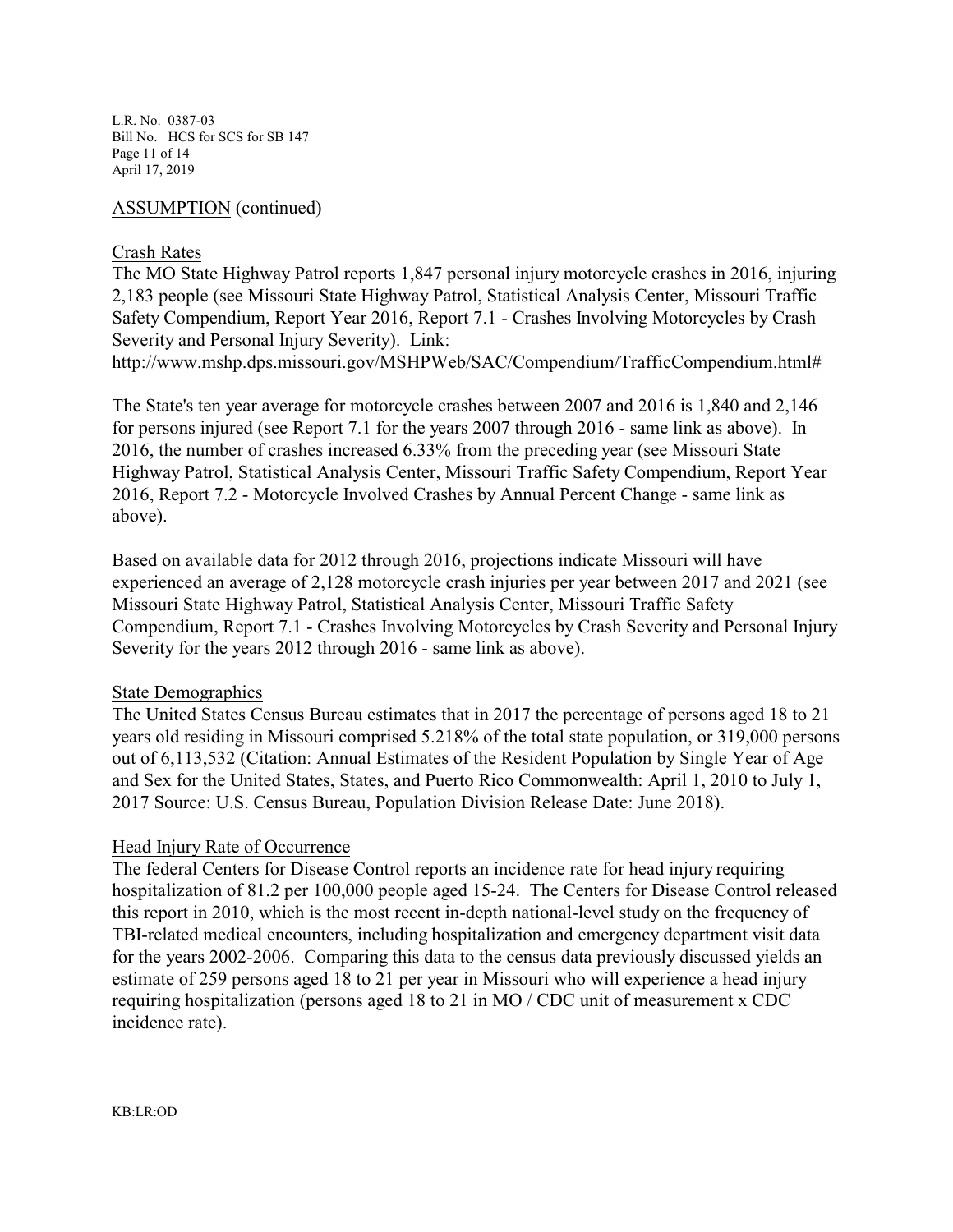ASSUMPTION (continued)

Crash Rates

The MO State Highway Patrol reports 1,847 personal injury motorcycle crashes in 2016, injuring 2,183 people (see Missouri State Highway Patrol, Statistical Analysis Center, Missouri Traffic Safety Compendium, Report Year 2016, Report 7.1 - Crashes Involving Motorcycles by Crash Severity and Personal Injury Severity). Link: http://www.mshp.dps.missouri.gov/MSHPWeb/SAC/Compendium/TrafficCompendium.html#

The State's ten year average for motorcycle crashes between 2007 and 2016 is 1,840 and 2,146 for persons injured (see Report 7.1 for the years 2007 through 2016 - same link as above). In 2016, the number of crashes increased 6.33% from the preceding year (see Missouri State Highway Patrol, Statistical Analysis Center, Missouri Traffic Safety Compendium, Report Year 2016, Report 7.2 - Motorcycle Involved Crashes by Annual Percent Change - same link as above).

Based on available data for 2012 through 2016, projections indicate Missouri will have experienced an average of 2,128 motorcycle crash injuries per year between 2017 and 2021 (see Missouri State Highway Patrol, Statistical Analysis Center, Missouri Traffic Safety Compendium, Report 7.1 - Crashes Involving Motorcycles by Crash Severity and Personal Injury Severity for the years 2012 through 2016 - same link as above).

State Demographics

The United States Census Bureau estimates that in 2017 the percentage of persons aged 18 to 21 years old residing in Missouri comprised 5.218% of the total state population, or 319,000 persons out of 6,113,532 (Citation: Annual Estimates of the Resident Population by Single Year of Age and Sex for the United States, States, and Puerto Rico Commonwealth: April 1, 2010 to July 1, 2017 Source: U.S. Census Bureau, Population Division Release Date: June 2018).

Head Injury Rate of Occurrence

The federal Centers for Disease Control reports an incidence rate for head injury requiring hospitalization of 81.2 per 100,000 people aged 15-24. The Centers for Disease Control released this report in 2010, which is the most recent in-depth national-level study on the frequency of TBI-related medical encounters, including hospitalization and emergency department visit data for the years 2002-2006. Comparing this data to the census data previously discussed yields an estimate of 259 persons aged 18 to 21 per year in Missouri who will experience a head injury requiring hospitalization (persons aged 18 to 21 in MO / CDC unit of measurement x CDC incidence rate).

KB:LR:OD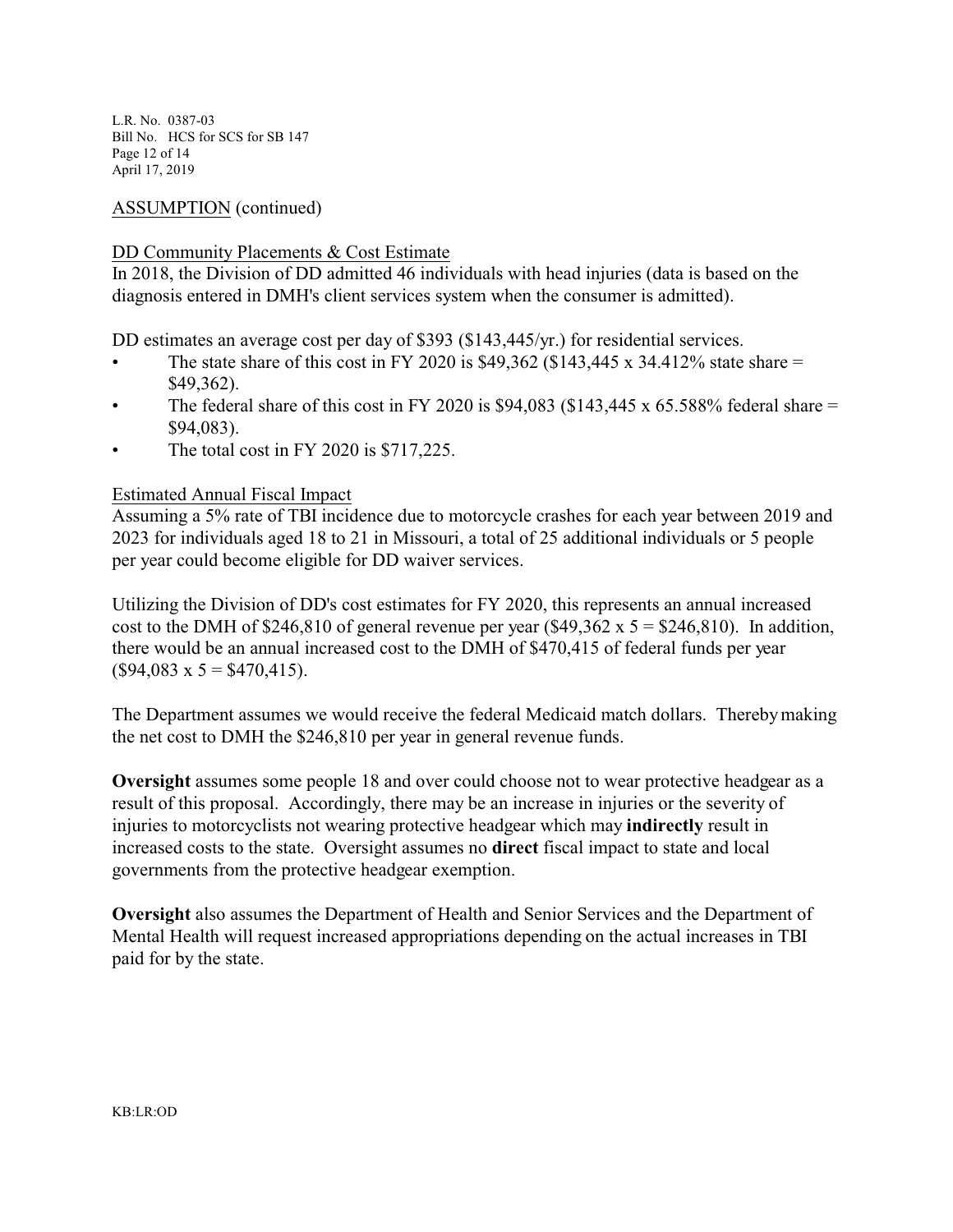ASSUMPTION (continued)

DD Community Placements & Cost Estimate
In 2018, the Division of DD admitted 46 individuals with head injuries (data is based on the diagnosis entered in DMH's client services system when the consumer is admitted).

DD estimates an average cost per day of $393 ($143,445/yr.) for residential services.

- The state share of this cost in FY 2020 is $49,362 ($143,445 x 34.412% state share = $49,362).
- The federal share of this cost in FY 2020 is $94,083 ($143,445 x 65.588% federal share = $94,083).
- The total cost in FY 2020 is $717,225.

Estimated Annual Fiscal Impact
Assuming a 5% rate of TBI incidence due to motorcycle crashes for each year between 2019 and 2023 for individuals aged 18 to 21 in Missouri, a total of 25 additional individuals or 5 people per year could become eligible for DD waiver services.

Utilizing the Division of DD's cost estimates for FY 2020, this represents an annual increased cost to the DMH of $246,810 of general revenue per year ($49,362 x 5 = $246,810). In addition, there would be an annual increased cost to the DMH of $470,415 of federal funds per year ($94,083 x 5 = $470,415).

The Department assumes we would receive the federal Medicaid match dollars. Thereby making the net cost to DMH the $246,810 per year in general revenue funds.

**Oversight** assumes some people 18 and over could choose not to wear protective headgear as a result of this proposal. Accordingly, there may be an increase in injuries or the severity of injuries to motorcyclists not wearing protective headgear which may **indirectly** result in increased costs to the state. Oversight assumes no **direct** fiscal impact to state and local governments from the protective headgear exemption.

**Oversight** also assumes the Department of Health and Senior Services and the Department of Mental Health will request increased appropriations depending on the actual increases in TBI paid for by the state.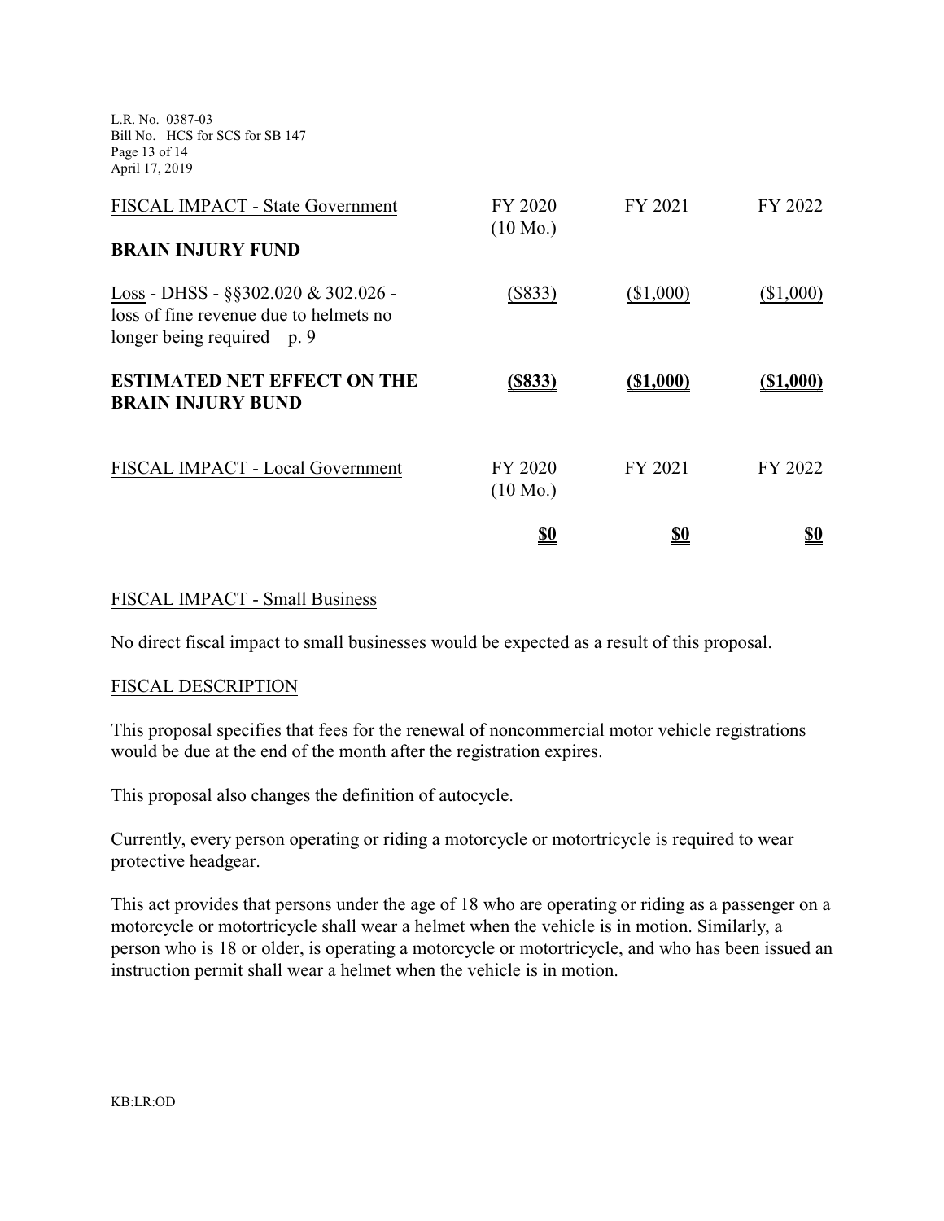| FISCAL IMPACT - State Government | FY 2020 (10 Mo.) | FY 2021 | FY 2022 |
|---|---|---|---|
| **BRAIN INJURY FUND** | | | |
| Loss - DHSS - §§302.020 & 302.026 - loss of fine revenue due to helmets no longer being required p. 9 | ($833) | ($1,000) | ($1,000) |
| **ESTIMATED NET EFFECT ON THE BRAIN INJURY BUND** | **($833)** | **($1,000)** | **($1,000)** |

| FISCAL IMPACT - Local Government | FY 2020 (10 Mo.) | FY 2021 | FY 2022 |
|---|---|---|---|
| | **$0** | **$0** | **$0** |

FISCAL IMPACT - Small Business

No direct fiscal impact to small businesses would be expected as a result of this proposal.

FISCAL DESCRIPTION

This proposal specifies that fees for the renewal of noncommercial motor vehicle registrations would be due at the end of the month after the registration expires.

This proposal also changes the definition of autocycle.

Currently, every person operating or riding a motorcycle or motortricycle is required to wear protective headgear.

This act provides that persons under the age of 18 who are operating or riding as a passenger on a motorcycle or motortricycle shall wear a helmet when the vehicle is in motion. Similarly, a person who is 18 or older, is operating a motorcycle or motortricycle, and who has been issued an instruction permit shall wear a helmet when the vehicle is in motion.

KB:LR:OD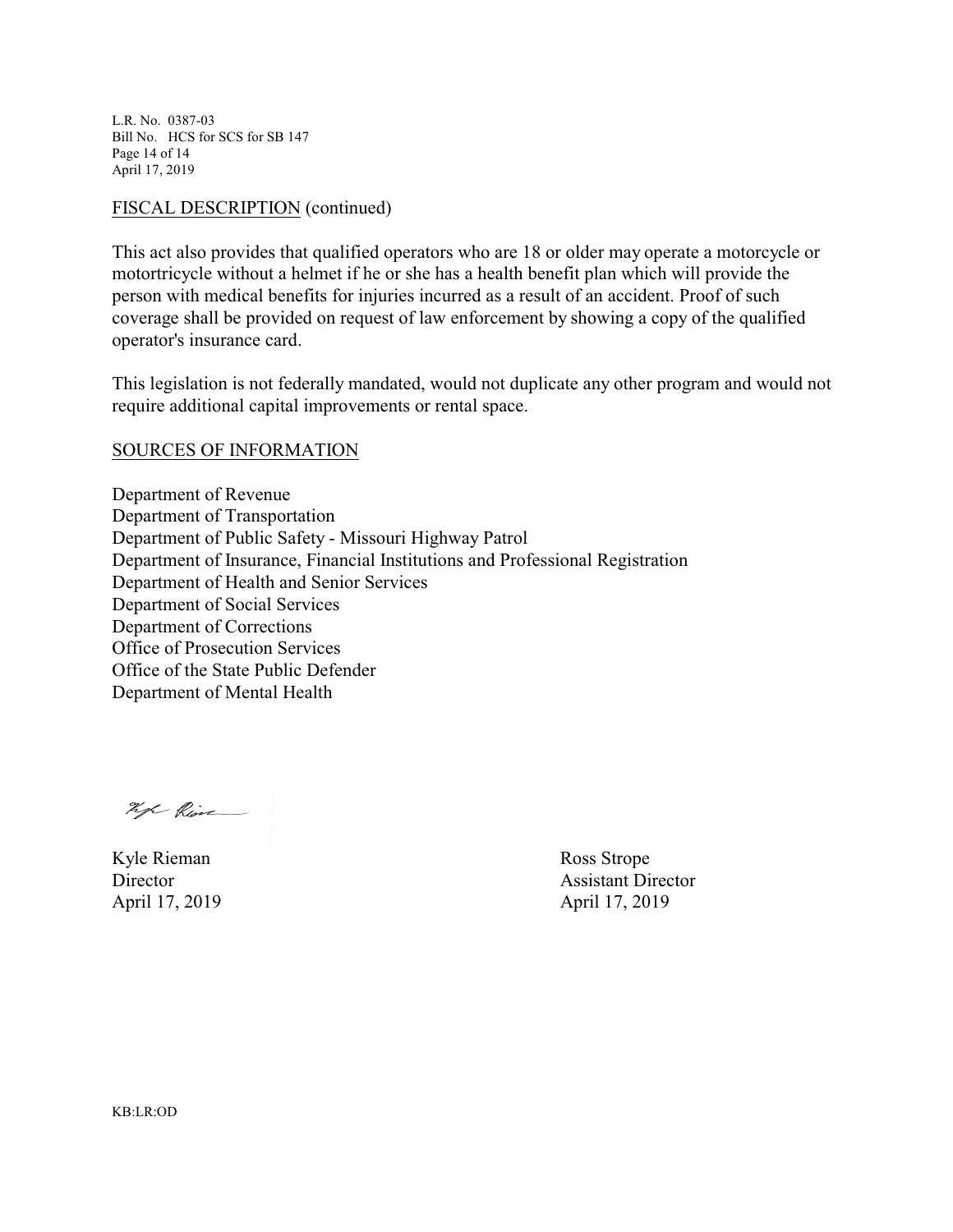FISCAL DESCRIPTION (continued)

This act also provides that qualified operators who are 18 or older may operate a motorcycle or motortricycle without a helmet if he or she has a health benefit plan which will provide the person with medical benefits for injuries incurred as a result of an accident. Proof of such coverage shall be provided on request of law enforcement by showing a copy of the qualified operator's insurance card.

This legislation is not federally mandated, would not duplicate any other program and would not require additional capital improvements or rental space.

SOURCES OF INFORMATION

Department of Revenue
Department of Transportation
Department of Public Safety - Missouri Highway Patrol
Department of Insurance, Financial Institutions and Professional Registration
Department of Health and Senior Services
Department of Social Services
Department of Corrections
Office of Prosecution Services
Office of the State Public Defender
Department of Mental Health

| | |
|---|---|
| Kyle Rieman | Ross Strope |
| Director | Assistant Director |
| April 17, 2019 | April 17, 2019 |

KB:LR:OD